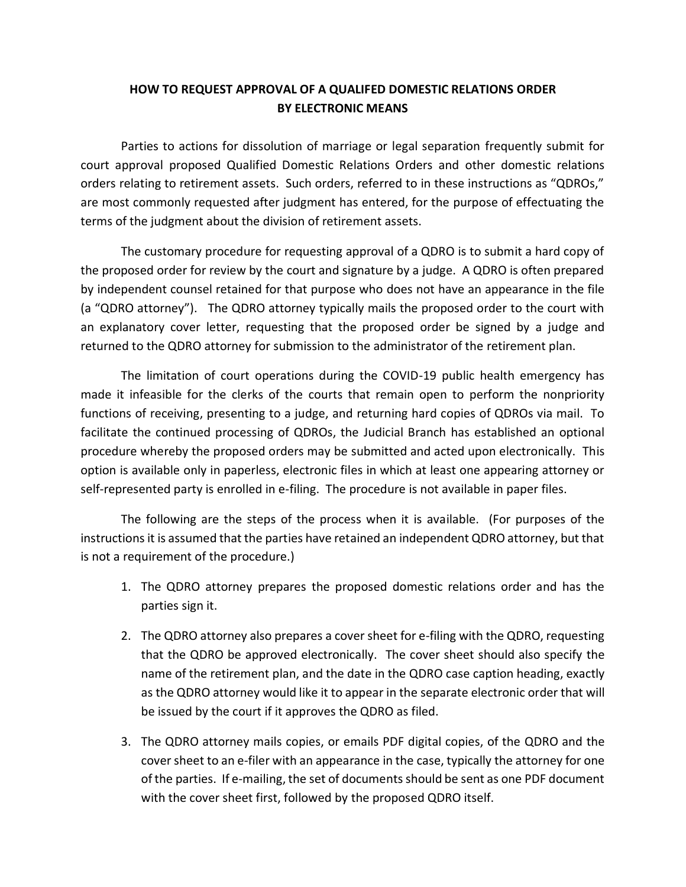# HOW TO REQUEST APPROVAL OF A QUALIFED DOMESTIC RELATIONS ORDER BY ELECTRONIC MEANS

Parties to actions for dissolution of marriage or legal separation frequently submit for court approval proposed Qualified Domestic Relations Orders and other domestic relations orders relating to retirement assets. Such orders, referred to in these instructions as "QDROs," are most commonly requested after judgment has entered, for the purpose of effectuating the terms of the judgment about the division of retirement assets.

The customary procedure for requesting approval of a QDRO is to submit a hard copy of the proposed order for review by the court and signature by a judge. A QDRO is often prepared by independent counsel retained for that purpose who does not have an appearance in the file (a "QDRO attorney"). The QDRO attorney typically mails the proposed order to the court with an explanatory cover letter, requesting that the proposed order be signed by a judge and returned to the QDRO attorney for submission to the administrator of the retirement plan.

The limitation of court operations during the COVID-19 public health emergency has made it infeasible for the clerks of the courts that remain open to perform the nonpriority functions of receiving, presenting to a judge, and returning hard copies of QDROs via mail. To facilitate the continued processing of QDROs, the Judicial Branch has established an optional procedure whereby the proposed orders may be submitted and acted upon electronically. This option is available only in paperless, electronic files in which at least one appearing attorney or self-represented party is enrolled in e-filing. The procedure is not available in paper files.

The following are the steps of the process when it is available. (For purposes of the instructions it is assumed that the parties have retained an independent QDRO attorney, but that is not a requirement of the procedure.)

1. The QDRO attorney prepares the proposed domestic relations order and has the parties sign it.
2. The QDRO attorney also prepares a cover sheet for e-filing with the QDRO, requesting that the QDRO be approved electronically. The cover sheet should also specify the name of the retirement plan, and the date in the QDRO case caption heading, exactly as the QDRO attorney would like it to appear in the separate electronic order that will be issued by the court if it approves the QDRO as filed.
3. The QDRO attorney mails copies, or emails PDF digital copies, of the QDRO and the cover sheet to an e-filer with an appearance in the case, typically the attorney for one of the parties. If e-mailing, the set of documents should be sent as one PDF document with the cover sheet first, followed by the proposed QDRO itself.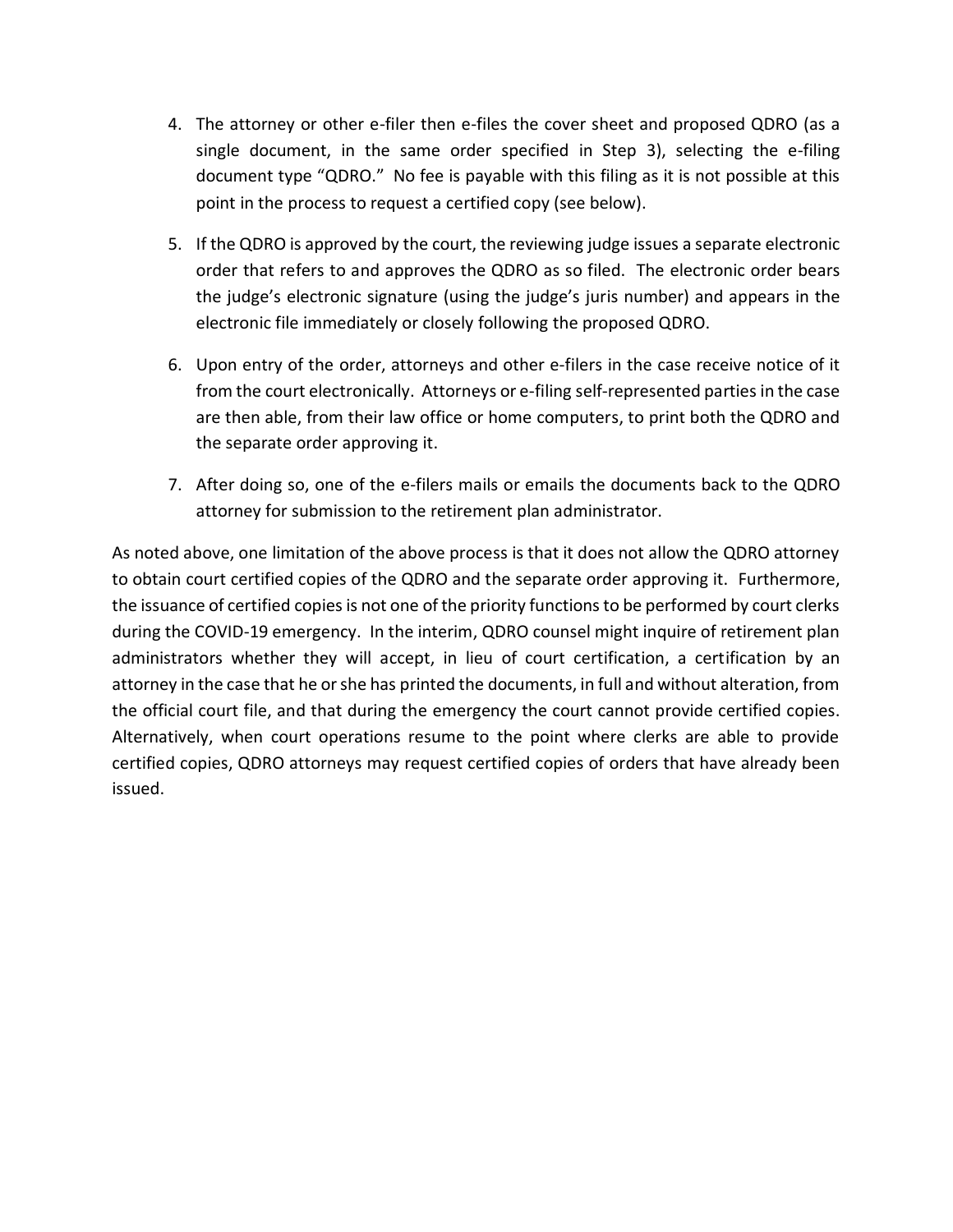4. The attorney or other e-filer then e-files the cover sheet and proposed QDRO (as a single document, in the same order specified in Step 3), selecting the e-filing document type "QDRO." No fee is payable with this filing as it is not possible at this point in the process to request a certified copy (see below).

5. If the QDRO is approved by the court, the reviewing judge issues a separate electronic order that refers to and approves the QDRO as so filed. The electronic order bears the judge's electronic signature (using the judge's juris number) and appears in the electronic file immediately or closely following the proposed QDRO.

6. Upon entry of the order, attorneys and other e-filers in the case receive notice of it from the court electronically. Attorneys or e-filing self-represented parties in the case are then able, from their law office or home computers, to print both the QDRO and the separate order approving it.

7. After doing so, one of the e-filers mails or emails the documents back to the QDRO attorney for submission to the retirement plan administrator.

As noted above, one limitation of the above process is that it does not allow the QDRO attorney to obtain court certified copies of the QDRO and the separate order approving it. Furthermore, the issuance of certified copies is not one of the priority functions to be performed by court clerks during the COVID-19 emergency. In the interim, QDRO counsel might inquire of retirement plan administrators whether they will accept, in lieu of court certification, a certification by an attorney in the case that he or she has printed the documents, in full and without alteration, from the official court file, and that during the emergency the court cannot provide certified copies. Alternatively, when court operations resume to the point where clerks are able to provide certified copies, QDRO attorneys may request certified copies of orders that have already been issued.